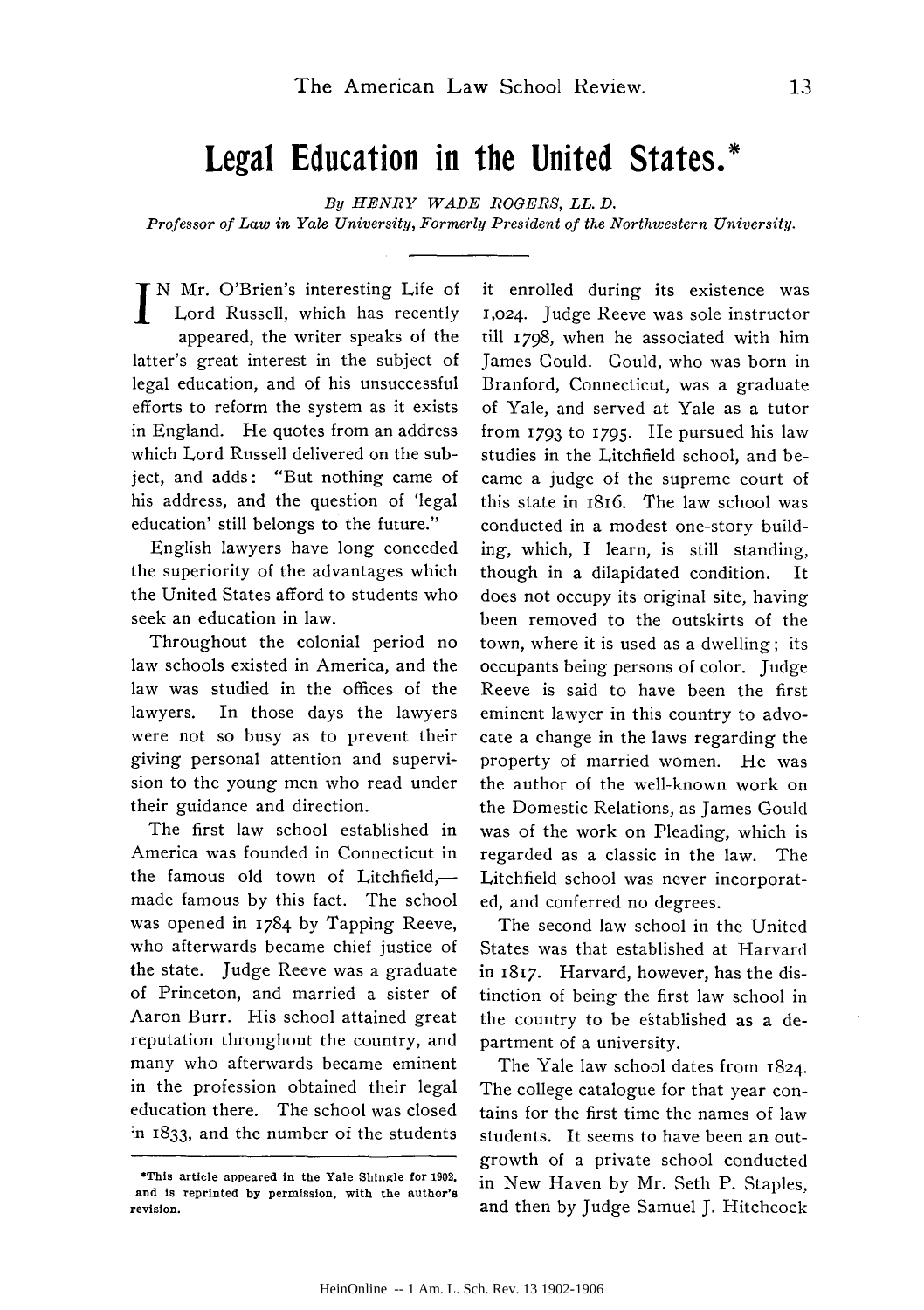# Legal Education in the United States.*

*By HENRY WADE ROGERS, LL. D.*
*Professor of Law in Yale University, Formerly President of the Northwestern University.*

IN Mr. O'Brien's interesting Life of Lord Russell, which has recently appeared, the writer speaks of the latter's great interest in the subject of legal education, and of his unsuccessful efforts to reform the system as it exists in England. He quotes from an address which Lord Russell delivered on the subject, and adds: "But nothing came of his address, and the question of 'legal education' still belongs to the future."

English lawyers have long conceded the superiority of the advantages which the United States afford to students who seek an education in law.

Throughout the colonial period no law schools existed in America, and the law was studied in the offices of the lawyers. In those days the lawyers were not so busy as to prevent their giving personal attention and supervision to the young men who read under their guidance and direction.

The first law school established in America was founded in Connecticut in the famous old town of Litchfield,—made famous by this fact. The school was opened in 1784 by Tapping Reeve, who afterwards became chief justice of the state. Judge Reeve was a graduate of Princeton, and married a sister of Aaron Burr. His school attained great reputation throughout the country, and many who afterwards became eminent in the profession obtained their legal education there. The school was closed in 1833, and the number of the students it enrolled during its existence was 1,024. Judge Reeve was sole instructor till 1798, when he associated with him James Gould. Gould, who was born in Branford, Connecticut, was a graduate of Yale, and served at Yale as a tutor from 1793 to 1795. He pursued his law studies in the Litchfield school, and became a judge of the supreme court of this state in 1816. The law school was conducted in a modest one-story building, which, I learn, is still standing, though in a dilapidated condition. It does not occupy its original site, having been removed to the outskirts of the town, where it is used as a dwelling; its occupants being persons of color. Judge Reeve is said to have been the first eminent lawyer in this country to advocate a change in the laws regarding the property of married women. He was the author of the well-known work on the Domestic Relations, as James Gould was of the work on Pleading, which is regarded as a classic in the law. The Litchfield school was never incorporated, and conferred no degrees.

The second law school in the United States was that established at Harvard in 1817. Harvard, however, has the distinction of being the first law school in the country to be established as a department of a university.

The Yale law school dates from 1824. The college catalogue for that year contains for the first time the names of law students. It seems to have been an outgrowth of a private school conducted in New Haven by Mr. Seth P. Staples, and then by Judge Samuel J. Hitchcock

*This article appeared in the Yale Shingle for 1902, and is reprinted by permission, with the author's revision.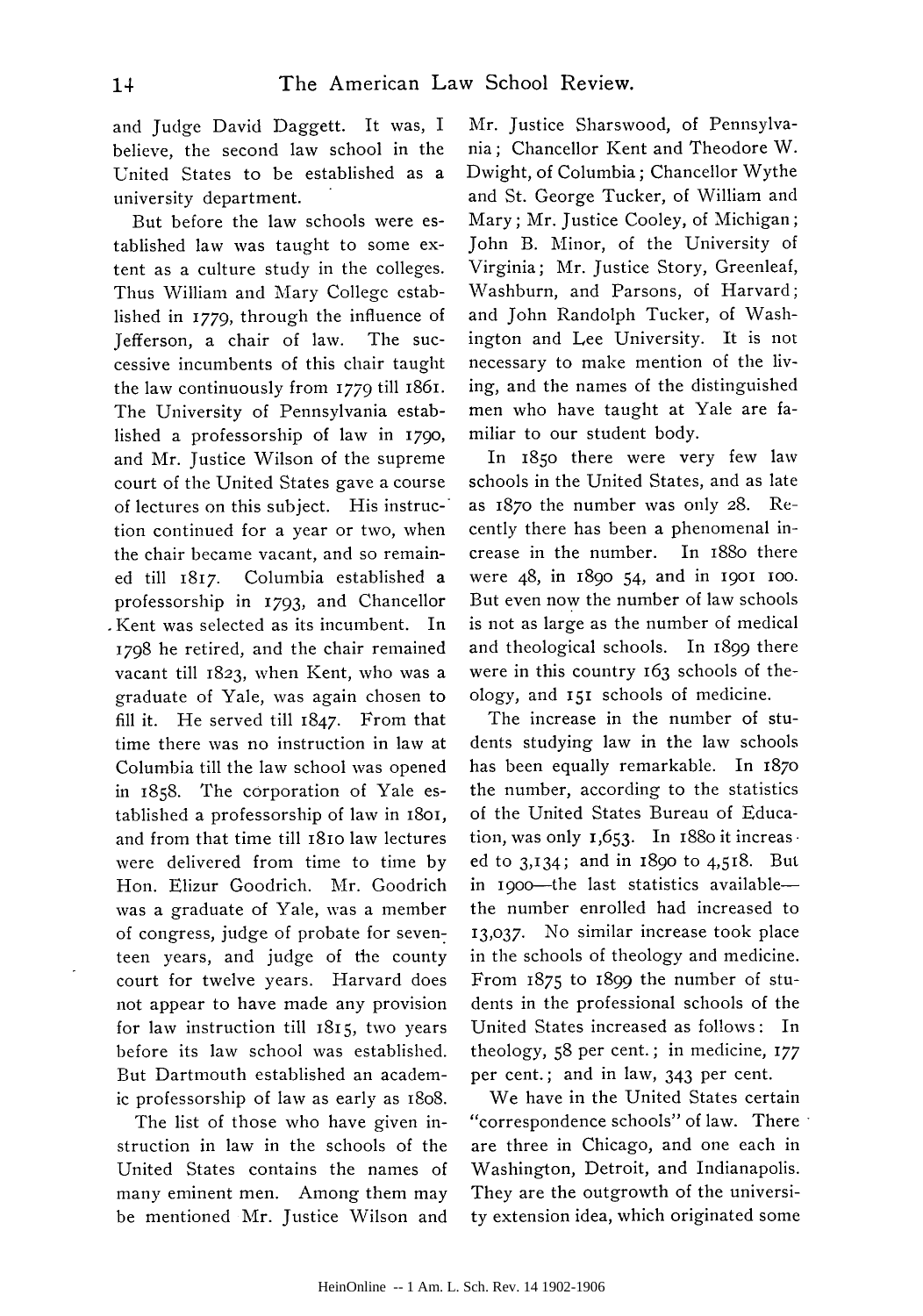and Judge David Daggett. It was, I believe, the second law school in the United States to be established as a university department.

But before the law schools were established law was taught to some extent as a culture study in the colleges. Thus William and Mary College established in 1779, through the influence of Jefferson, a chair of law. The successive incumbents of this chair taught the law continuously from 1779 till 1861. The University of Pennsylvania established a professorship of law in 1790, and Mr. Justice Wilson of the supreme court of the United States gave a course of lectures on this subject. His instruction continued for a year or two, when the chair became vacant, and so remained till 1817. Columbia established a professorship in 1793, and Chancellor Kent was selected as its incumbent. In 1798 he retired, and the chair remained vacant till 1823, when Kent, who was a graduate of Yale, was again chosen to fill it. He served till 1847. From that time there was no instruction in law at Columbia till the law school was opened in 1858. The corporation of Yale established a professorship of law in 1801, and from that time till 1810 law lectures were delivered from time to time by Hon. Elizur Goodrich. Mr. Goodrich was a graduate of Yale, was a member of congress, judge of probate for seventeen years, and judge of the county court for twelve years. Harvard does not appear to have made any provision for law instruction till 1815, two years before its law school was established. But Dartmouth established an academic professorship of law as early as 1808.

The list of those who have given instruction in law in the schools of the United States contains the names of many eminent men. Among them may be mentioned Mr. Justice Wilson and Mr. Justice Sharswood, of Pennsylvania; Chancellor Kent and Theodore W. Dwight, of Columbia; Chancellor Wythe and St. George Tucker, of William and Mary; Mr. Justice Cooley, of Michigan; John B. Minor, of the University of Virginia; Mr. Justice Story, Greenleaf, Washburn, and Parsons, of Harvard; and John Randolph Tucker, of Washington and Lee University. It is not necessary to make mention of the living, and the names of the distinguished men who have taught at Yale are familiar to our student body.

In 1850 there were very few law schools in the United States, and as late as 1870 the number was only 28. Recently there has been a phenomenal increase in the number. In 1880 there were 48, in 1890 54, and in 1901 100. But even now the number of law schools is not as large as the number of medical and theological schools. In 1899 there were in this country 163 schools of theology, and 151 schools of medicine.

The increase in the number of students studying law in the law schools has been equally remarkable. In 1870 the number, according to the statistics of the United States Bureau of Education, was only 1,653. In 1880 it increased to 3,134; and in 1890 to 4,518. But in 1900—the last statistics available—the number enrolled had increased to 13,037. No similar increase took place in the schools of theology and medicine. From 1875 to 1899 the number of students in the professional schools of the United States increased as follows: In theology, 58 per cent.; in medicine, 177 per cent.; and in law, 343 per cent.

We have in the United States certain "correspondence schools" of law. There are three in Chicago, and one each in Washington, Detroit, and Indianapolis. They are the outgrowth of the university extension idea, which originated some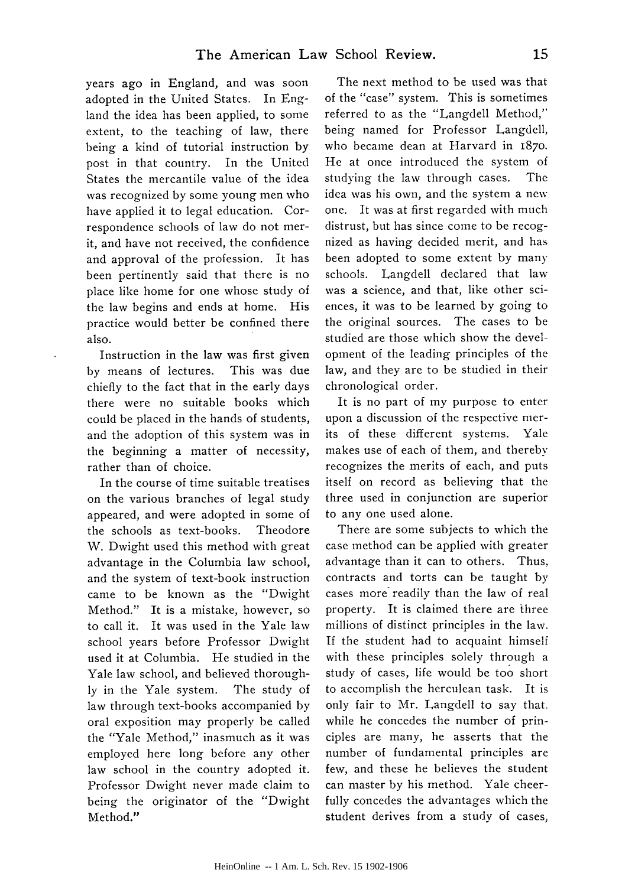years ago in England, and was soon adopted in the United States. In England the idea has been applied, to some extent, to the teaching of law, there being a kind of tutorial instruction by post in that country. In the United States the mercantile value of the idea was recognized by some young men who have applied it to legal education. Correspondence schools of law do not merit, and have not received, the confidence and approval of the profession. It has been pertinently said that there is no place like home for one whose study of the law begins and ends at home. His practice would better be confined there also.

Instruction in the law was first given by means of lectures. This was due chiefly to the fact that in the early days there were no suitable books which could be placed in the hands of students, and the adoption of this system was in the beginning a matter of necessity, rather than of choice.

In the course of time suitable treatises on the various branches of legal study appeared, and were adopted in some of the schools as text-books. Theodore W. Dwight used this method with great advantage in the Columbia law school, and the system of text-book instruction came to be known as the "Dwight Method." It is a mistake, however, so to call it. It was used in the Yale law school years before Professor Dwight used it at Columbia. He studied in the Yale law school, and believed thoroughly in the Yale system. The study of law through text-books accompanied by oral exposition may properly be called the "Yale Method," inasmuch as it was employed here long before any other law school in the country adopted it. Professor Dwight never made claim to being the originator of the "Dwight Method."

The next method to be used was that of the "case" system. This is sometimes referred to as the "Langdell Method," being named for Professor Langdell, who became dean at Harvard in 1870. He at once introduced the system of studying the law through cases. The idea was his own, and the system a new one. It was at first regarded with much distrust, but has since come to be recognized as having decided merit, and has been adopted to some extent by many schools. Langdell declared that law was a science, and that, like other sciences, it was to be learned by going to the original sources. The cases to be studied are those which show the development of the leading principles of the law, and they are to be studied in their chronological order.

It is no part of my purpose to enter upon a discussion of the respective merits of these different systems. Yale makes use of each of them, and thereby recognizes the merits of each, and puts itself on record as believing that the three used in conjunction are superior to any one used alone.

There are some subjects to which the case method can be applied with greater advantage than it can to others. Thus, contracts and torts can be taught by cases more readily than the law of real property. It is claimed there are three millions of distinct principles in the law. If the student had to acquaint himself with these principles solely through a study of cases, life would be too short to accomplish the herculean task. It is only fair to Mr. Langdell to say that, while he concedes the number of principles are many, he asserts that the number of fundamental principles are few, and these he believes the student can master by his method. Yale cheerfully concedes the advantages which the student derives from a study of cases,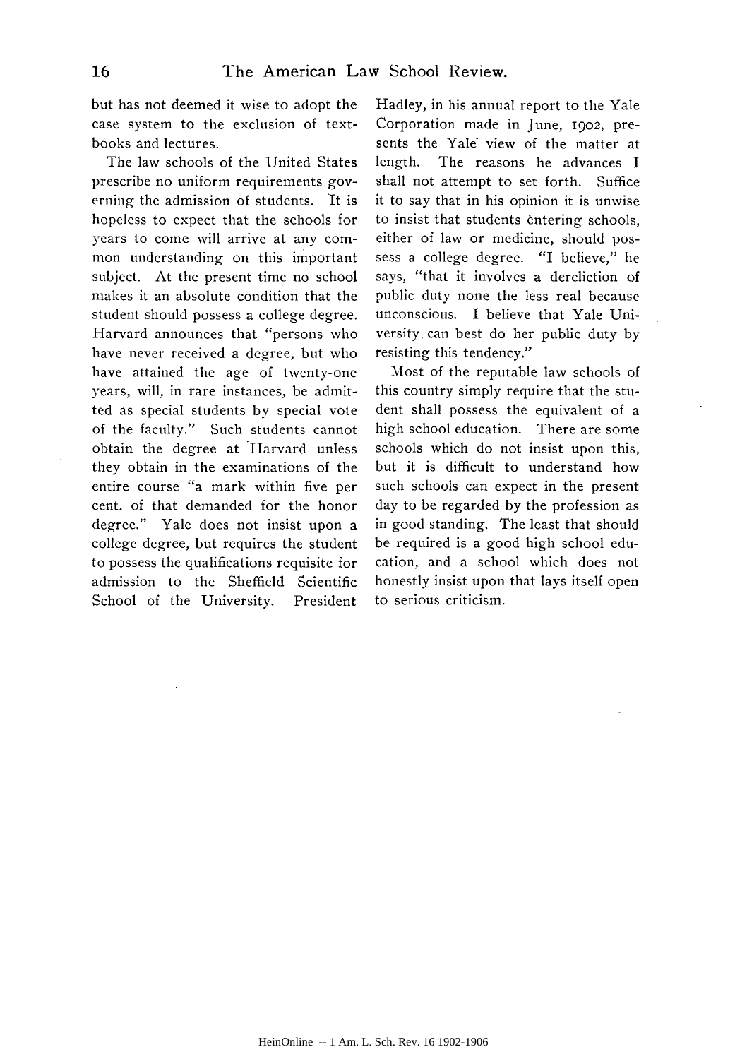but has not deemed it wise to adopt the case system to the exclusion of text-books and lectures.

The law schools of the United States prescribe no uniform requirements governing the admission of students. It is hopeless to expect that the schools for years to come will arrive at any common understanding on this important subject. At the present time no school makes it an absolute condition that the student should possess a college degree. Harvard announces that "persons who have never received a degree, but who have attained the age of twenty-one years, will, in rare instances, be admitted as special students by special vote of the faculty." Such students cannot obtain the degree at Harvard unless they obtain in the examinations of the entire course "a mark within five per cent. of that demanded for the honor degree." Yale does not insist upon a college degree, but requires the student to possess the qualifications requisite for admission to the Sheffield Scientific School of the University. President Hadley, in his annual report to the Yale Corporation made in June, 1902, presents the Yale view of the matter at length. The reasons he advances I shall not attempt to set forth. Suffice it to say that in his opinion it is unwise to insist that students entering schools, either of law or medicine, should possess a college degree. "I believe," he says, "that it involves a dereliction of public duty none the less real because unconscious. I believe that Yale University can best do her public duty by resisting this tendency."

Most of the reputable law schools of this country simply require that the student shall possess the equivalent of a high school education. There are some schools which do not insist upon this, but it is difficult to understand how such schools can expect in the present day to be regarded by the profession as in good standing. The least that should be required is a good high school education, and a school which does not honestly insist upon that lays itself open to serious criticism.